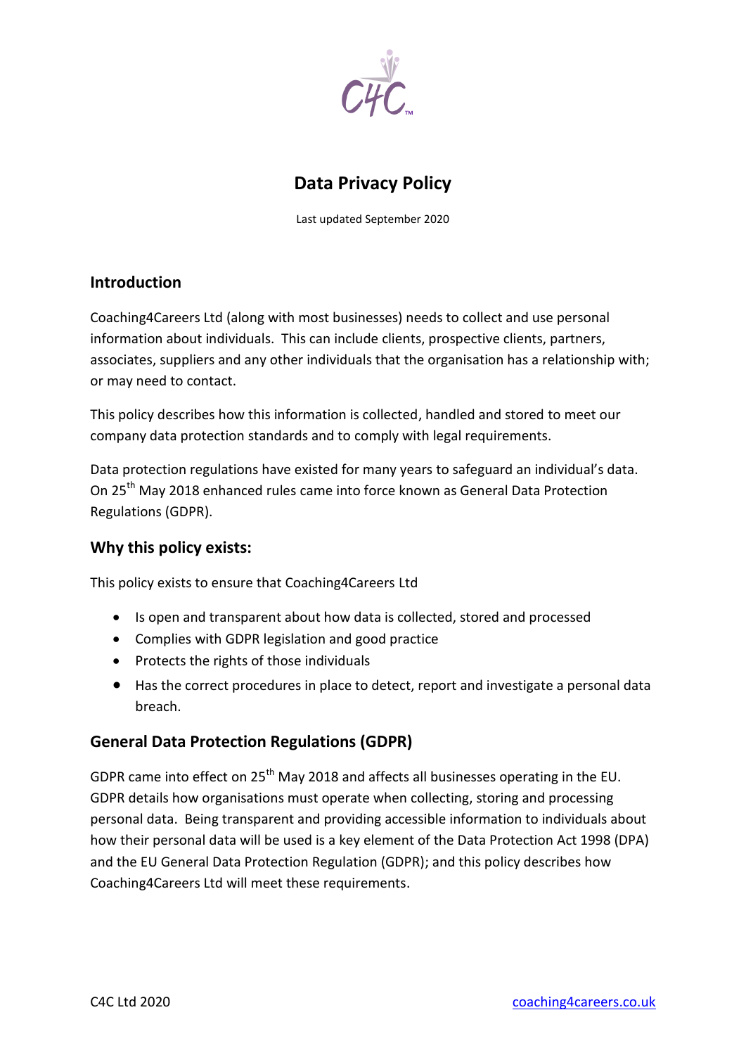# Data Privacy Policy

Last updated September 2020

## Introduction

Coaching4Careers Ltd (along with most businesses) needs to collect and use personal information about individuals. This can include clients, prospective clients, partners, associates, suppliers and any other individuals that the organisation has a relationship with; or may need to contact.

This policy describes how this information is collected, handled and stored to meet our company data protection standards and to comply with legal requirements.

Data protection regulations have existed for many years to safeguard an individual's data. On 25th May 2018 enhanced rules came into force known as General Data Protection Regulations (GDPR).

## Why this policy exists:

This policy exists to ensure that Coaching4Careers Ltd

- Is open and transparent about how data is collected, stored and processed
- Complies with GDPR legislation and good practice
- Protects the rights of those individuals
- Has the correct procedures in place to detect, report and investigate a personal data breach.

## General Data Protection Regulations (GDPR)

GDPR came into effect on 25th May 2018 and affects all businesses operating in the EU. GDPR details how organisations must operate when collecting, storing and processing personal data. Being transparent and providing accessible information to individuals about how their personal data will be used is a key element of the Data Protection Act 1998 (DPA) and the EU General Data Protection Regulation (GDPR); and this policy describes how Coaching4Careers Ltd will meet these requirements.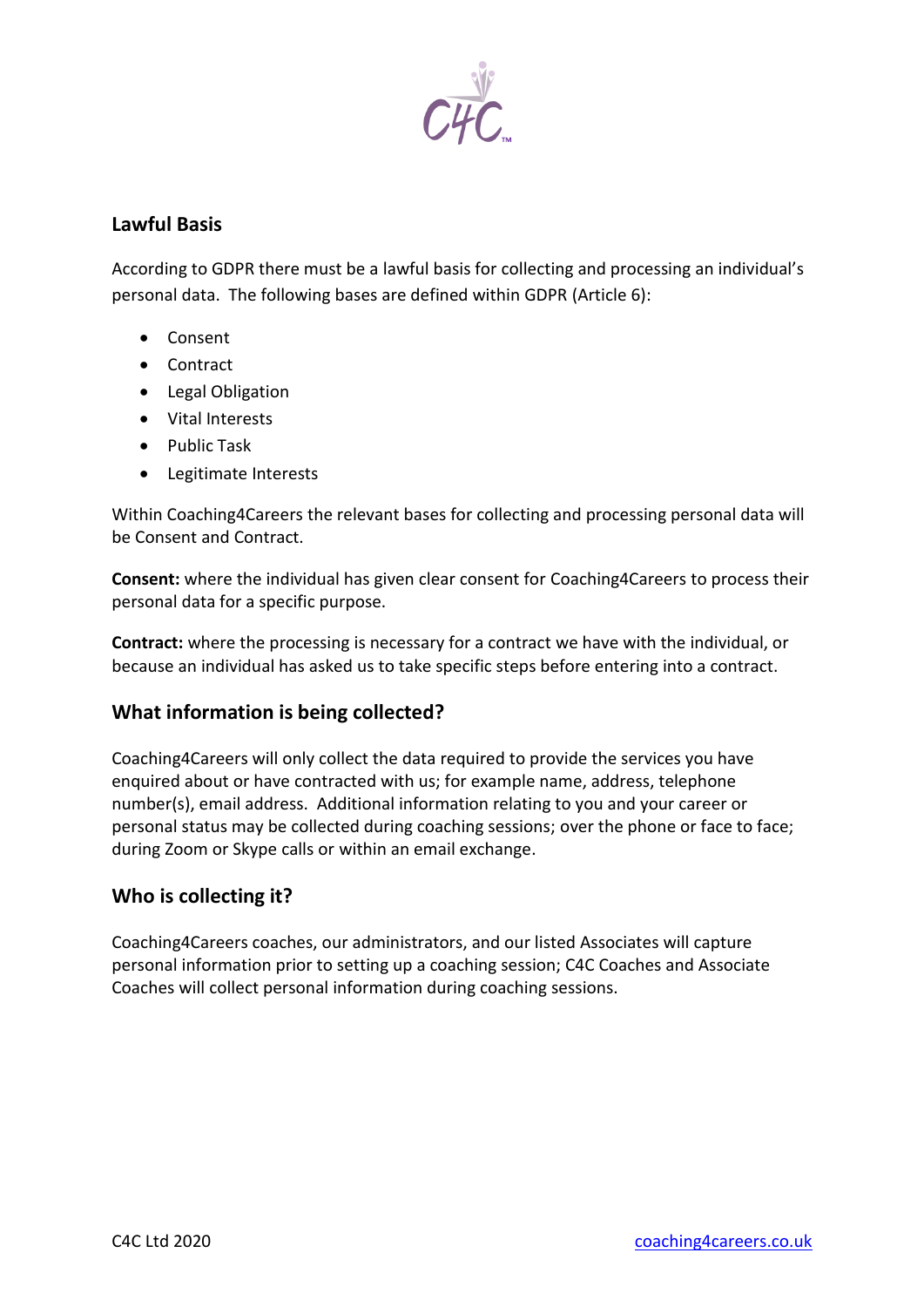## Lawful Basis

According to GDPR there must be a lawful basis for collecting and processing an individual's personal data. The following bases are defined within GDPR (Article 6):

- Consent
- Contract
- Legal Obligation
- Vital Interests
- Public Task
- Legitimate Interests

Within Coaching4Careers the relevant bases for collecting and processing personal data will be Consent and Contract.

**Consent:** where the individual has given clear consent for Coaching4Careers to process their personal data for a specific purpose.

**Contract:** where the processing is necessary for a contract we have with the individual, or because an individual has asked us to take specific steps before entering into a contract.

## What information is being collected?

Coaching4Careers will only collect the data required to provide the services you have enquired about or have contracted with us; for example name, address, telephone number(s), email address. Additional information relating to you and your career or personal status may be collected during coaching sessions; over the phone or face to face; during Zoom or Skype calls or within an email exchange.

## Who is collecting it?

Coaching4Careers coaches, our administrators, and our listed Associates will capture personal information prior to setting up a coaching session; C4C Coaches and Associate Coaches will collect personal information during coaching sessions.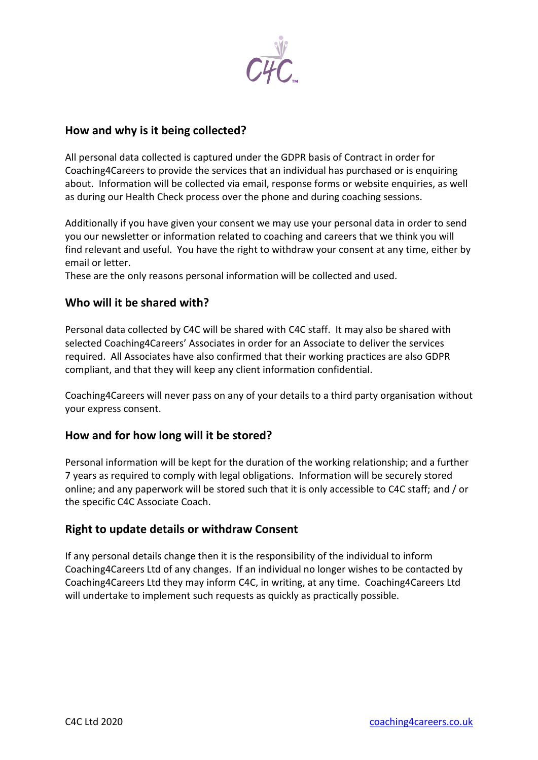## How and why is it being collected?

All personal data collected is captured under the GDPR basis of Contract in order for Coaching4Careers to provide the services that an individual has purchased or is enquiring about. Information will be collected via email, response forms or website enquiries, as well as during our Health Check process over the phone and during coaching sessions.

Additionally if you have given your consent we may use your personal data in order to send you our newsletter or information related to coaching and careers that we think you will find relevant and useful. You have the right to withdraw your consent at any time, either by email or letter.
These are the only reasons personal information will be collected and used.

## Who will it be shared with?

Personal data collected by C4C will be shared with C4C staff. It may also be shared with selected Coaching4Careers' Associates in order for an Associate to deliver the services required. All Associates have also confirmed that their working practices are also GDPR compliant, and that they will keep any client information confidential.

Coaching4Careers will never pass on any of your details to a third party organisation without your express consent.

## How and for how long will it be stored?

Personal information will be kept for the duration of the working relationship; and a further 7 years as required to comply with legal obligations. Information will be securely stored online; and any paperwork will be stored such that it is only accessible to C4C staff; and / or the specific C4C Associate Coach.

## Right to update details or withdraw Consent

If any personal details change then it is the responsibility of the individual to inform Coaching4Careers Ltd of any changes. If an individual no longer wishes to be contacted by Coaching4Careers Ltd they may inform C4C, in writing, at any time. Coaching4Careers Ltd will undertake to implement such requests as quickly as practically possible.